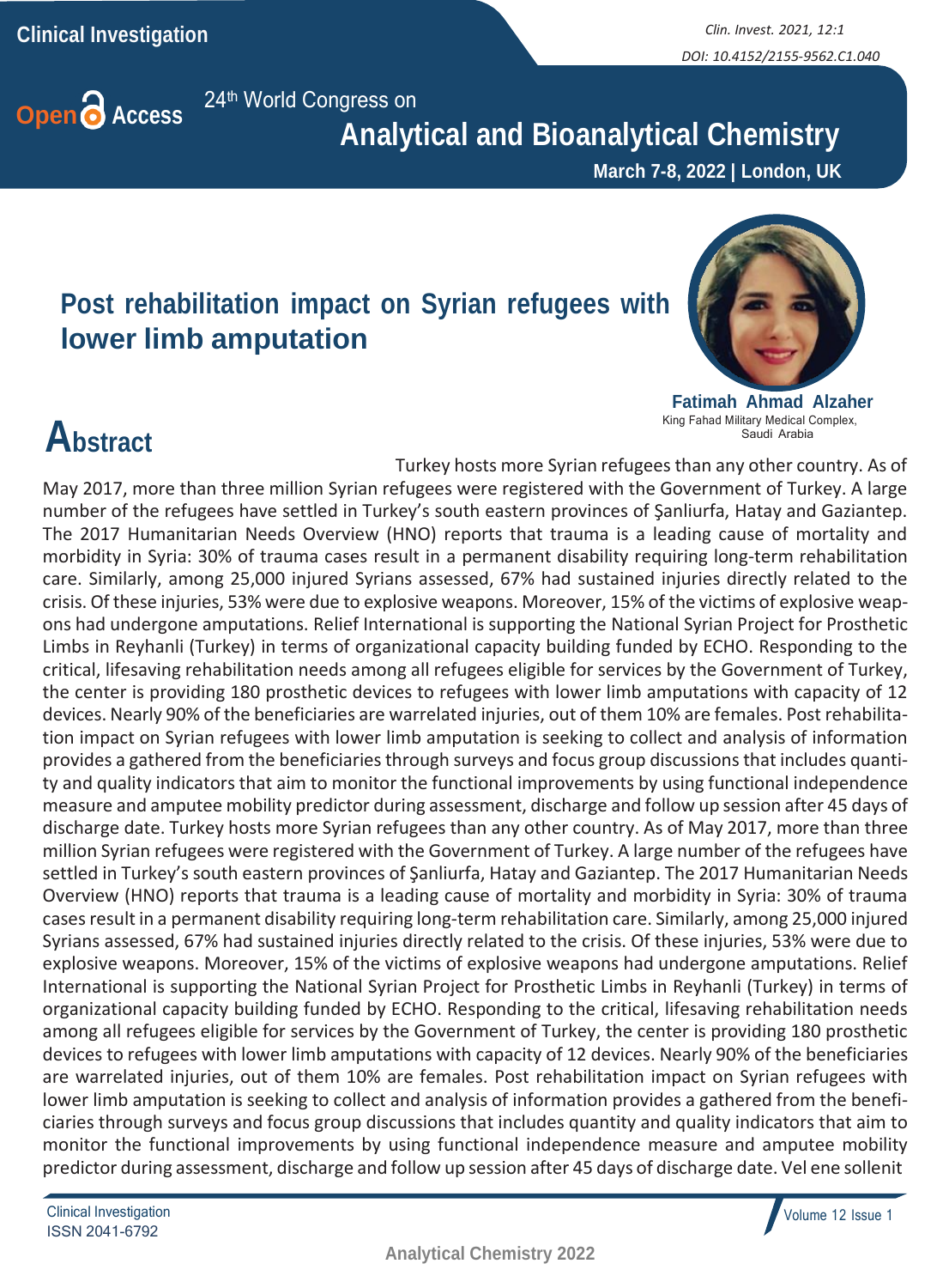24th World Congress on

# Analytical and Bioanalytical Chemistry

**March 7-8, 2022 | London, UK**

## Post rehabilitation impact on Syrian refugees with lower limb amputation

**Fatimah Ahmad Alzaher**
King Fahad Military Medical Complex, Saudi Arabia

## Abstract

Turkey hosts more Syrian refugees than any other country. As of May 2017, more than three million Syrian refugees were registered with the Government of Turkey. A large number of the refugees have settled in Turkey's south eastern provinces of Şanliurfa, Hatay and Gaziantep. The 2017 Humanitarian Needs Overview (HNO) reports that trauma is a leading cause of mortality and morbidity in Syria: 30% of trauma cases result in a permanent disability requiring long-term rehabilitation care. Similarly, among 25,000 injured Syrians assessed, 67% had sustained injuries directly related to the crisis. Of these injuries, 53% were due to explosive weapons. Moreover, 15% of the victims of explosive weapons had undergone amputations. Relief International is supporting the National Syrian Project for Prosthetic Limbs in Reyhanli (Turkey) in terms of organizational capacity building funded by ECHO. Responding to the critical, lifesaving rehabilitation needs among all refugees eligible for services by the Government of Turkey, the center is providing 180 prosthetic devices to refugees with lower limb amputations with capacity of 12 devices. Nearly 90% of the beneficiaries are warrelated injuries, out of them 10% are females. Post rehabilitation impact on Syrian refugees with lower limb amputation is seeking to collect and analysis of information provides a gathered from the beneficiaries through surveys and focus group discussions that includes quantity and quality indicators that aim to monitor the functional improvements by using functional independence measure and amputee mobility predictor during assessment, discharge and follow up session after 45 days of discharge date. Turkey hosts more Syrian refugees than any other country. As of May 2017, more than three million Syrian refugees were registered with the Government of Turkey. A large number of the refugees have settled in Turkey's south eastern provinces of Şanliurfa, Hatay and Gaziantep. The 2017 Humanitarian Needs Overview (HNO) reports that trauma is a leading cause of mortality and morbidity in Syria: 30% of trauma cases result in a permanent disability requiring long-term rehabilitation care. Similarly, among 25,000 injured Syrians assessed, 67% had sustained injuries directly related to the crisis. Of these injuries, 53% were due to explosive weapons. Moreover, 15% of the victims of explosive weapons had undergone amputations. Relief International is supporting the National Syrian Project for Prosthetic Limbs in Reyhanli (Turkey) in terms of organizational capacity building funded by ECHO. Responding to the critical, lifesaving rehabilitation needs among all refugees eligible for services by the Government of Turkey, the center is providing 180 prosthetic devices to refugees with lower limb amputations with capacity of 12 devices. Nearly 90% of the beneficiaries are warrelated injuries, out of them 10% are females. Post rehabilitation impact on Syrian refugees with lower limb amputation is seeking to collect and analysis of information provides a gathered from the beneficiaries through surveys and focus group discussions that includes quantity and quality indicators that aim to monitor the functional improvements by using functional independence measure and amputee mobility predictor during assessment, discharge and follow up session after 45 days of discharge date. Vel ene sollenit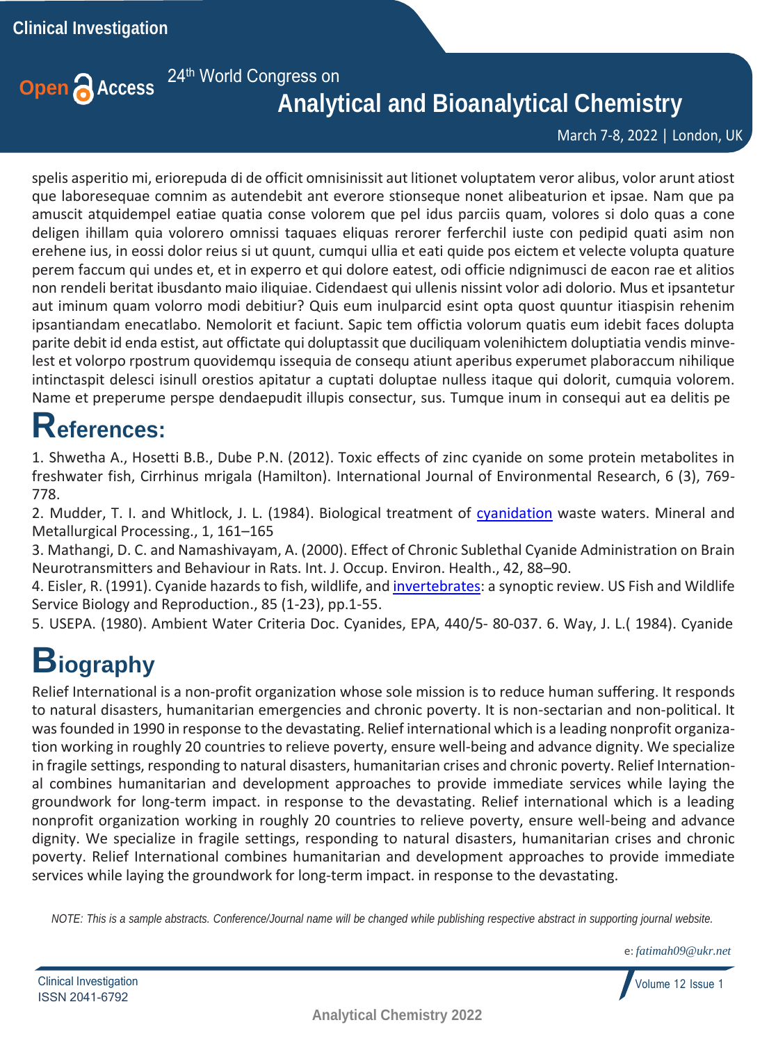spelis asperitio mi, eriorepuda di de officit omnisinissit aut litionet voluptatem veror alibus, volor arunt atiost que laboresequae comnim as autendebit ant everore stionseque nonet alibeaturion et ipsae. Nam que pa amuscit atquidempel eatiae quatia conse volorem que pel idus parciis quam, volores si dolo quas a cone deligen ihillam quia volorero omnissi taquaes eliquas rerorer ferferchil iuste con pedipid quati asim non erehene ius, in eossi dolor reius si ut quunt, cumqui ullia et eati quide pos eictem et velecte volupta quature perem faccum qui undes et, et in experro et qui dolore eatest, odi officie ndignimusci de eacon rae et alitios non rendeli beritat ibusdanto maio iliquiae. Cidendaest qui ullenis nissint volor adi dolorio. Mus et ipsantetur aut iminum quam volorro modi debitiur? Quis eum inulparcid esint opta quost quuntur itiaspisin rehenim ipsantiandam enecatlabo. Nemolorit et faciunt. Sapic tem offictia volorum quatis eum idebit faces dolupta parite debit id enda estist, aut offictate qui doluptassit que duciliquam volenihictem doluptiatia vendis minvelest et volorpo rpostrum quovidemqu issequia de consequ atiunt aperibus experumet plaboraccum nihilique intinctaspit delesci isinull orestios apitatur a cuptati doluptae nulless itaque qui dolorit, cumquia volorem. Name et preperume perspe dendaepudit illupis consectur, sus. Tumque inum in consequi aut ea delitis pe

# References:

1. Shwetha A., Hosetti B.B., Dube P.N. (2012). Toxic effects of zinc cyanide on some protein metabolites in freshwater fish, Cirrhinus mrigala (Hamilton). International Journal of Environmental Research, 6 (3), 769-778.
2. Mudder, T. I. and Whitlock, J. L. (1984). Biological treatment of cyanidation waste waters. Mineral and Metallurgical Processing., 1, 161–165
3. Mathangi, D. C. and Namashivayam, A. (2000). Effect of Chronic Sublethal Cyanide Administration on Brain Neurotransmitters and Behaviour in Rats. Int. J. Occup. Environ. Health., 42, 88–90.
4. Eisler, R. (1991). Cyanide hazards to fish, wildlife, and invertebrates: a synoptic review. US Fish and Wildlife Service Biology and Reproduction., 85 (1-23), pp.1-55.
5. USEPA. (1980). Ambient Water Criteria Doc. Cyanides, EPA, 440/5- 80-037. 6. Way, J. L.( 1984). Cyanide

# Biography

Relief International is a non-profit organization whose sole mission is to reduce human suffering. It responds to natural disasters, humanitarian emergencies and chronic poverty. It is non-sectarian and non-political. It was founded in 1990 in response to the devastating. Relief international which is a leading nonprofit organization working in roughly 20 countries to relieve poverty, ensure well-being and advance dignity. We specialize in fragile settings, responding to natural disasters, humanitarian crises and chronic poverty. Relief International combines humanitarian and development approaches to provide immediate services while laying the groundwork for long-term impact. in response to the devastating. Relief international which is a leading nonprofit organization working in roughly 20 countries to relieve poverty, ensure well-being and advance dignity. We specialize in fragile settings, responding to natural disasters, humanitarian crises and chronic poverty. Relief International combines humanitarian and development approaches to provide immediate services while laying the groundwork for long-term impact. in response to the devastating.

*NOTE: This is a sample abstracts. Conference/Journal name will be changed while publishing respective abstract in supporting journal website.*

e: *fatimah09@ukr.net*